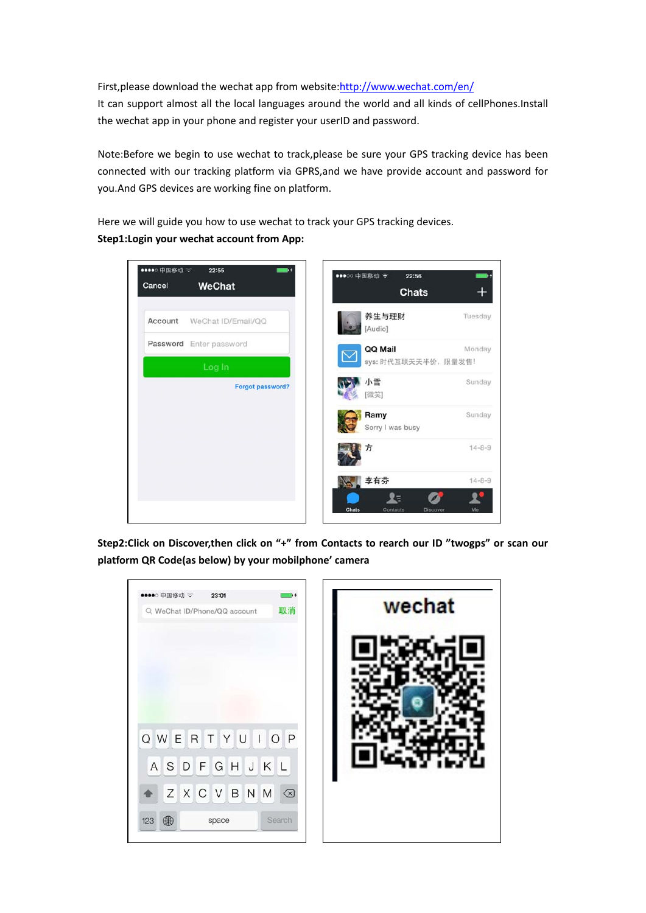First,please download the wechat app from website:[http://www.wechat.com/en/](http://www.wechat.com/en/)
It can support almost all the local languages around the world and all kinds of cellPhones.Install the wechat app in your phone and register your userID and password.

Note:Before we begin to use wechat to track,please be sure your GPS tracking device has been connected with our tracking platform via GPRS,and we have provide account and password for you.And GPS devices are working fine on platform.

Here we will guide you how to use wechat to track your GPS tracking devices.

**Step1:Login your wechat account from App:**

**Step2:Click on Discover,then click on "+" from Contacts to rearch our ID "twogps" or scan our platform QR Code(as below) by your mobilphone' camera**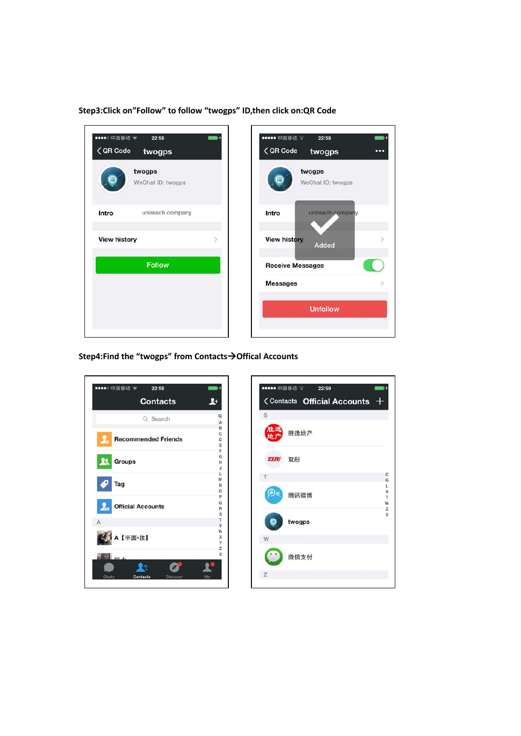Step3:Click on”Follow” to follow “twogps” ID,then click on:QR Code

Step4:Find the “twogps” from Contacts→Offical Accounts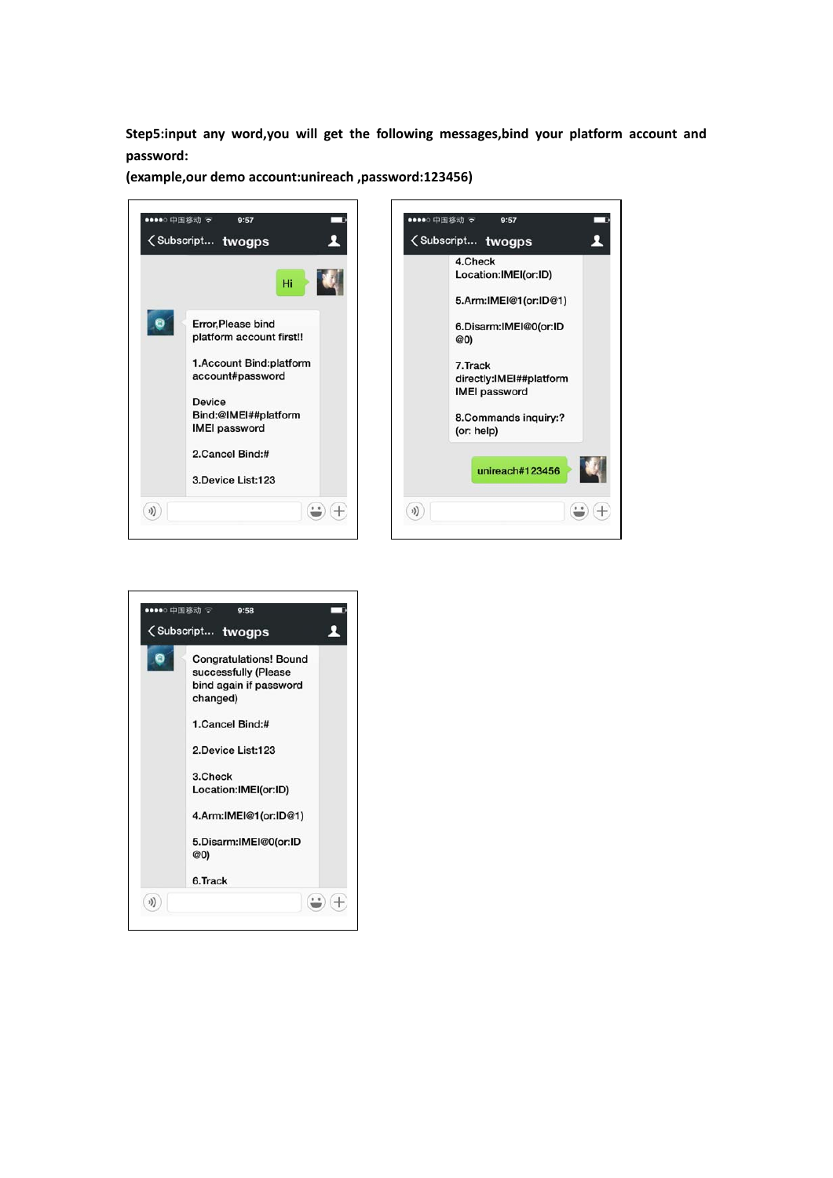**Step5:input any word,you will get the following messages,bind your platform account and password:**

**(example,our demo account:unireach ,password:123456)**

Hi

Error,Please bind platform account first!!

1.Account Bind:platform account#password

Device Bind:@IMEI##platform IMEI password

2.Cancel Bind:#

3.Device List:123

4.Check Location:IMEI(or:ID)

5.Arm:IMEI@1(or:ID@1)

6.Disarm:IMEI@0(or:ID @0)

7.Track directly:IMEI##platform IMEI password

8.Commands inquiry:? (or: help)

unireach#123456

Congratulations! Bound successfully (Please bind again if password changed)

1.Cancel Bind:#

2.Device List:123

3.Check Location:IMEI(or:ID)

4.Arm:IMEI@1(or:ID@1)

5.Disarm:IMEI@0(or:ID @0)

6.Track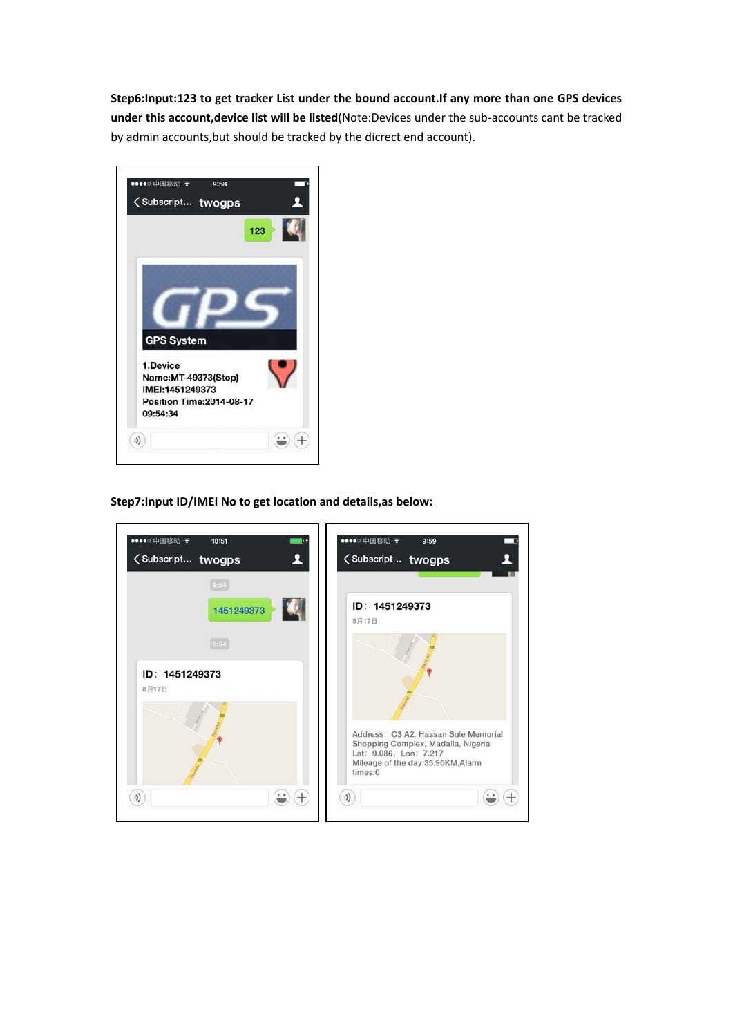**Step6:Input:123 to get tracker List under the bound account.If any more than one GPS devices under this account,device list will be listed**(Note:Devices under the sub-accounts cant be tracked by admin accounts,but should be tracked by the dicrect end account).

**Step7:Input ID/IMEI No to get location and details,as below:**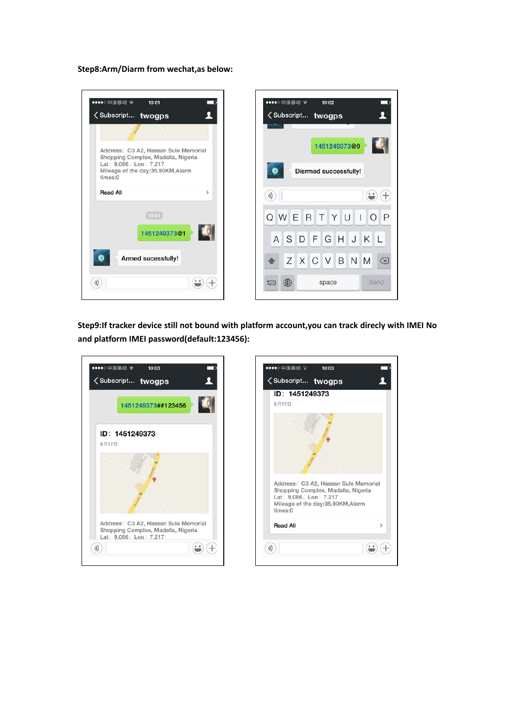**Step8:Arm/Diarm from wechat,as below:**

**Step9:If tracker device still not bound with platform account,you can track direcly with IMEI No and platform IMEI password(default:123456):**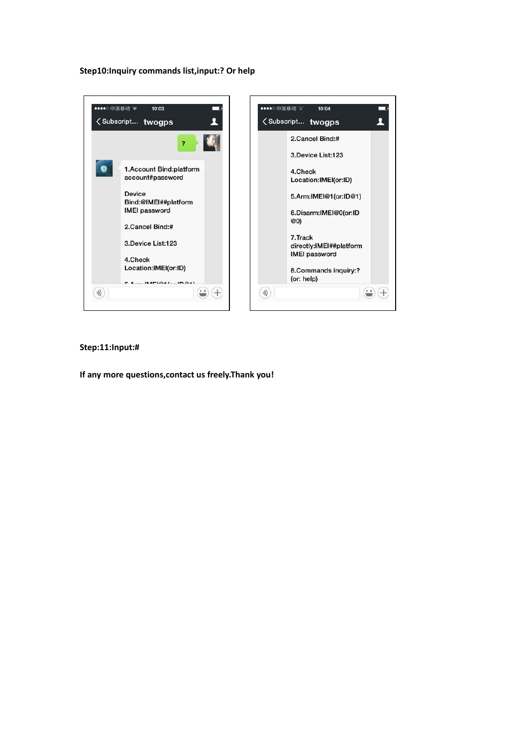**Step10:Inquiry commands list,input:? Or help**

**Step:11:Input:#**

**If any more questions,contact us freely.Thank you!**